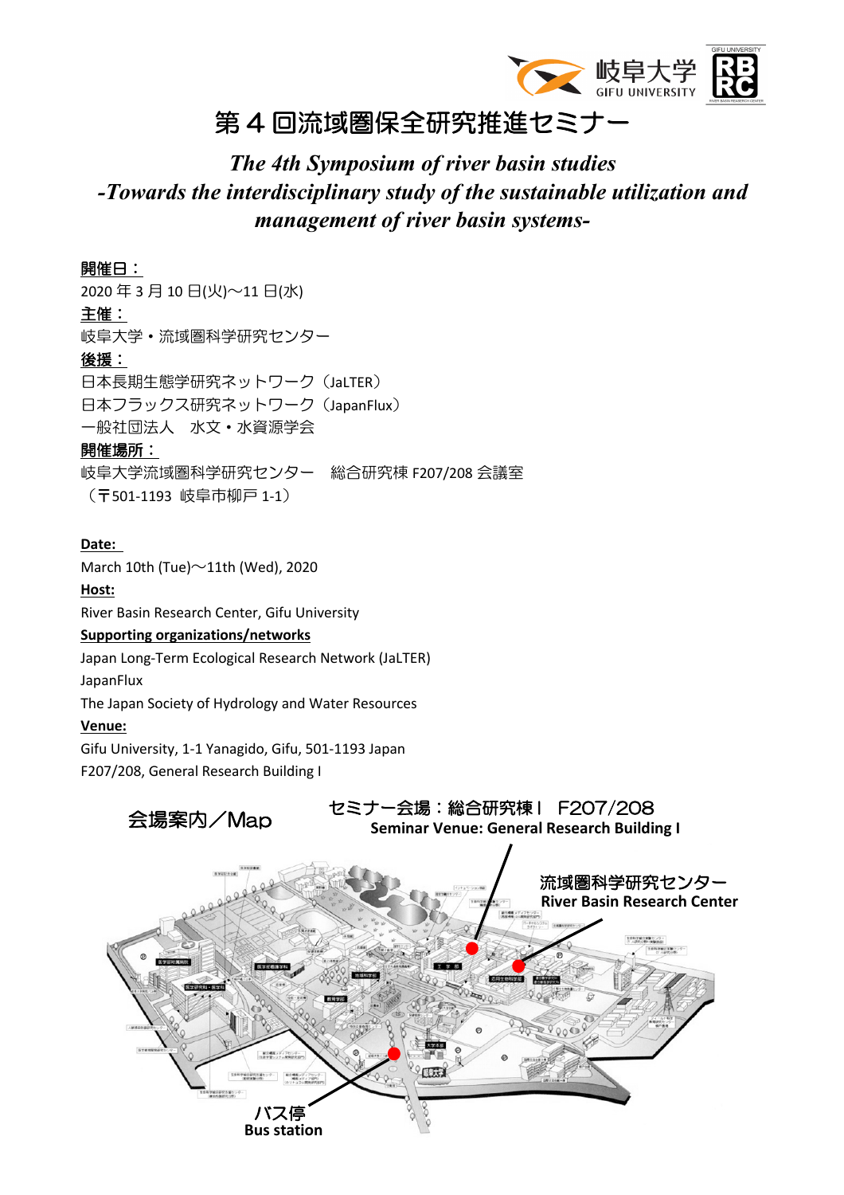岐阜大学 GIFU UNIVERSITY

# 第４回流域圏保全研究推進セミナー

## *The 4th Symposium of river basin studies*
## *-Towards the interdisciplinary study of the sustainable utilization and management of river basin systems-*

**開催日：**
2020 年 3 月 10 日(火)～11 日(水)

**主催：**
岐阜大学・流域圏科学研究センター

**後援：**
日本長期生態学研究ネットワーク（JaLTER）
日本フラックス研究ネットワーク（JapanFlux）
一般社団法人　水文・水資源学会

**開催場所：**
岐阜大学流域圏科学研究センター　総合研究棟 F207/208 会議室
（〒501-1193 岐阜市柳戸 1-1）

**Date:**
March 10th (Tue)～11th (Wed), 2020

**Host:**
River Basin Research Center, Gifu University

**Supporting organizations/networks**
Japan Long-Term Ecological Research Network (JaLTER)
JapanFlux
The Japan Society of Hydrology and Water Resources

**Venue:**
Gifu University, 1-1 Yanagido, Gifu, 501-1193 Japan
F207/208, General Research Building I

会場案内／Map

セミナー会場：総合研究棟Ｉ F207/208
**Seminar Venue: General Research Building I**

流域圏科学研究センター
**River Basin Research Center**

バス停
**Bus station**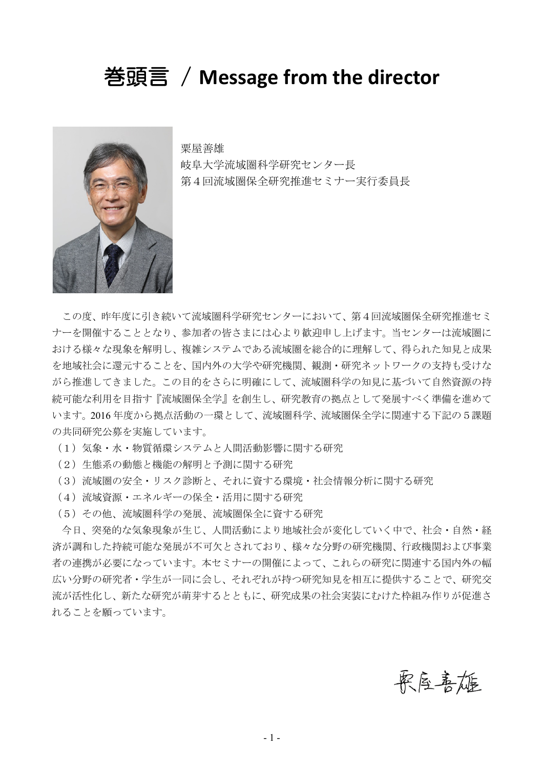# 巻頭言 ／ Message from the director

栗屋善雄
岐阜大学流域圏科学研究センター長
第４回流域圏保全研究推進セミナー実行委員長

この度、昨年度に引き続いて流域圏科学研究センターにおいて、第４回流域圏保全研究推進セミナーを開催することとなり、参加者の皆さまには心より歓迎申し上げます。当センターは流域圏における様々な現象を解明し、複雑システムである流域圏を総合的に理解して、得られた知見と成果を地域社会に還元することを、国内外の大学や研究機関、観測・研究ネットワークの支持も受けながら推進してきました。この目的をさらに明確にして、流域圏科学の知見に基づいて自然資源の持続可能な利用を目指す『流域圏保全学』を創生し、研究教育の拠点として発展すべく準備を進めています。2016 年度から拠点活動の一環として、流域圏科学、流域圏保全学に関連する下記の５課題の共同研究公募を実施しています。

（１）気象・水・物質循環システムと人間活動影響に関する研究
（２）生態系の動態と機能の解明と予測に関する研究
（３）流域圏の安全・リスク診断と、それに資する環境・社会情報分析に関する研究
（４）流域資源・エネルギーの保全・活用に関する研究
（５）その他、流域圏科学の発展、流域圏保全に資する研究

今日、突発的な気象現象が生じ、人間活動により地域社会が変化していく中で、社会・自然・経済が調和した持続可能な発展が不可欠とされており、様々な分野の研究機関、行政機関および事業者の連携が必要になっています。本セミナーの開催によって、これらの研究に関連する国内外の幅広い分野の研究者・学生が一同に会し、それぞれが持つ研究知見を相互に提供することで、研究交流が活性化し、新たな研究が萌芽するとともに、研究成果の社会実装にむけた枠組み作りが促進されることを願っています。

栗屋善雄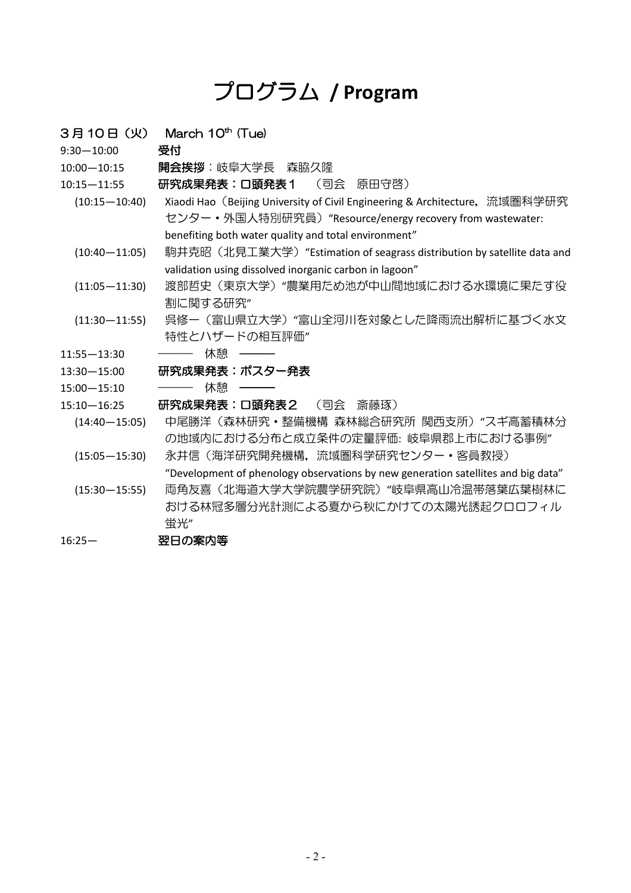# プログラム / Program

**３月１０日（火）　March 10th (Tue)**

9:30—10:00　**受付**

10:00—10:15　**開会挨拶**：岐阜大学長　森脇久隆

10:15—11:55　**研究成果発表：口頭発表１**　（司会　原田守啓）

- (10:15—10:40)　Xiaodi Hao（Beijing University of Civil Engineering & Architecture，流域圏科学研究センター・外国人特別研究員）“Resource/energy recovery from wastewater: benefiting both water quality and total environment”
- (10:40—11:05)　駒井克昭（北見工業大学）“Estimation of seagrass distribution by satellite data and validation using dissolved inorganic carbon in lagoon”
- (11:05—11:30)　渡部哲史（東京大学）“農業用ため池が中山間地域における水環境に果たす役割に関する研究”
- (11:30—11:55)　呉修一（富山県立大学）“富山全河川を対象とした降雨流出解析に基づく水文特性とハザードの相互評価”

11:55—13:30　——— 休憩 ———

13:30—15:00　**研究成果発表：ポスター発表**

15:00—15:10　——— 休憩 ———

15:10—16:25　**研究成果発表：口頭発表２**　（司会　斎藤琢）

- (14:40—15:05)　中尾勝洋（森林研究・整備機構 森林総合研究所 関西支所）“スギ高蓄積林分の地域内における分布と成立条件の定量評価: 岐阜県郡上市における事例”
- (15:05—15:30)　永井信（海洋研究開発機構，流域圏科学研究センター・客員教授）“Development of phenology observations by new generation satellites and big data”
- (15:30—15:55)　両角友喜（北海道大学大学院農学研究院）“岐阜県高山冷温帯落葉広葉樹林における林冠多層分光計測による夏から秋にかけての太陽光誘起クロロフィル蛍光”

16:25—　**翌日の案内等**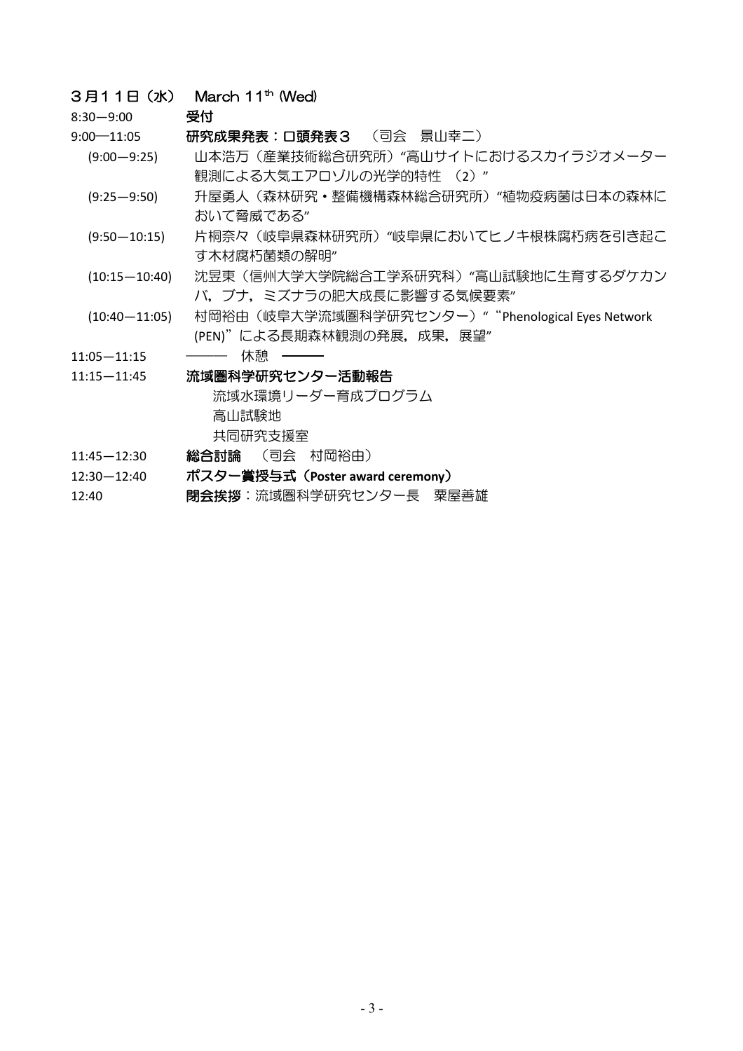## ３月１１日（水） March 11th (Wed)

8:30—9:00 **受付**

9:00—11:05 **研究成果発表：口頭発表３** （司会 景山幸二）

- (9:00—9:25) 山本浩万（産業技術総合研究所）“高山サイトにおけるスカイラジオメーター観測による大気エアロゾルの光学的特性 （2）”
- (9:25—9:50) 升屋勇人（森林研究・整備機構森林総合研究所）“植物疫病菌は日本の森林において脅威である”
- (9:50—10:15) 片桐奈々（岐阜県森林研究所）“岐阜県においてヒノキ根株腐朽病を引き起こす木材腐朽菌類の解明”
- (10:15—10:40) 沈昱東（信州大学大学院総合工学系研究科）“高山試験地に生育するダケカンバ，ブナ，ミズナラの肥大成長に影響する気候要素”
- (10:40—11:05) 村岡裕由（岐阜大学流域圏科学研究センター）““Phenological Eyes Network (PEN)”による長期森林観測の発展，成果，展望”

11:05—11:15 ——— 休憩 ———

11:15—11:45 **流域圏科学研究センター活動報告**

- 流域水環境リーダー育成プログラム
- 高山試験地
- 共同研究支援室

11:45—12:30 **総合討論** （司会 村岡裕由）

12:30—12:40 **ポスター賞授与式（Poster award ceremony）**

12:40 **閉会挨拶**：流域圏科学研究センター長 粟屋善雄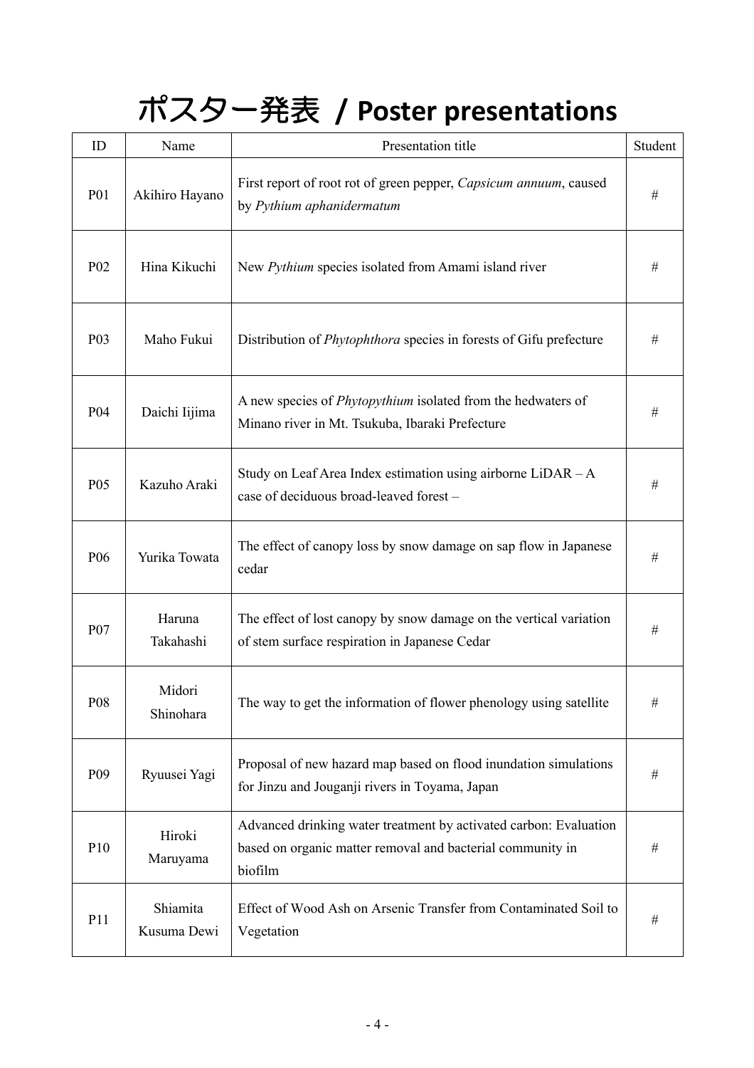# ポスター発表 / Poster presentations

| ID | Name | Presentation title | Student |
|---|---|---|---|
| P01 | Akihiro Hayano | First report of root rot of green pepper, *Capsicum annuum*, caused by *Pythium aphanidermatum* | # |
| P02 | Hina Kikuchi | New *Pythium* species isolated from Amami island river | # |
| P03 | Maho Fukui | Distribution of *Phytophthora* species in forests of Gifu prefecture | # |
| P04 | Daichi Iijima | A new species of *Phytopythium* isolated from the hedwaters of Minano river in Mt. Tsukuba, Ibaraki Prefecture | # |
| P05 | Kazuho Araki | Study on Leaf Area Index estimation using airborne LiDAR – A case of deciduous broad-leaved forest – | # |
| P06 | Yurika Towata | The effect of canopy loss by snow damage on sap flow in Japanese cedar | # |
| P07 | Haruna Takahashi | The effect of lost canopy by snow damage on the vertical variation of stem surface respiration in Japanese Cedar | # |
| P08 | Midori Shinohara | The way to get the information of flower phenology using satellite | # |
| P09 | Ryuusei Yagi | Proposal of new hazard map based on flood inundation simulations for Jinzu and Jouganji rivers in Toyama, Japan | # |
| P10 | Hiroki Maruyama | Advanced drinking water treatment by activated carbon: Evaluation based on organic matter removal and bacterial community in biofilm | # |
| P11 | Shiamita Kusuma Dewi | Effect of Wood Ash on Arsenic Transfer from Contaminated Soil to Vegetation | # |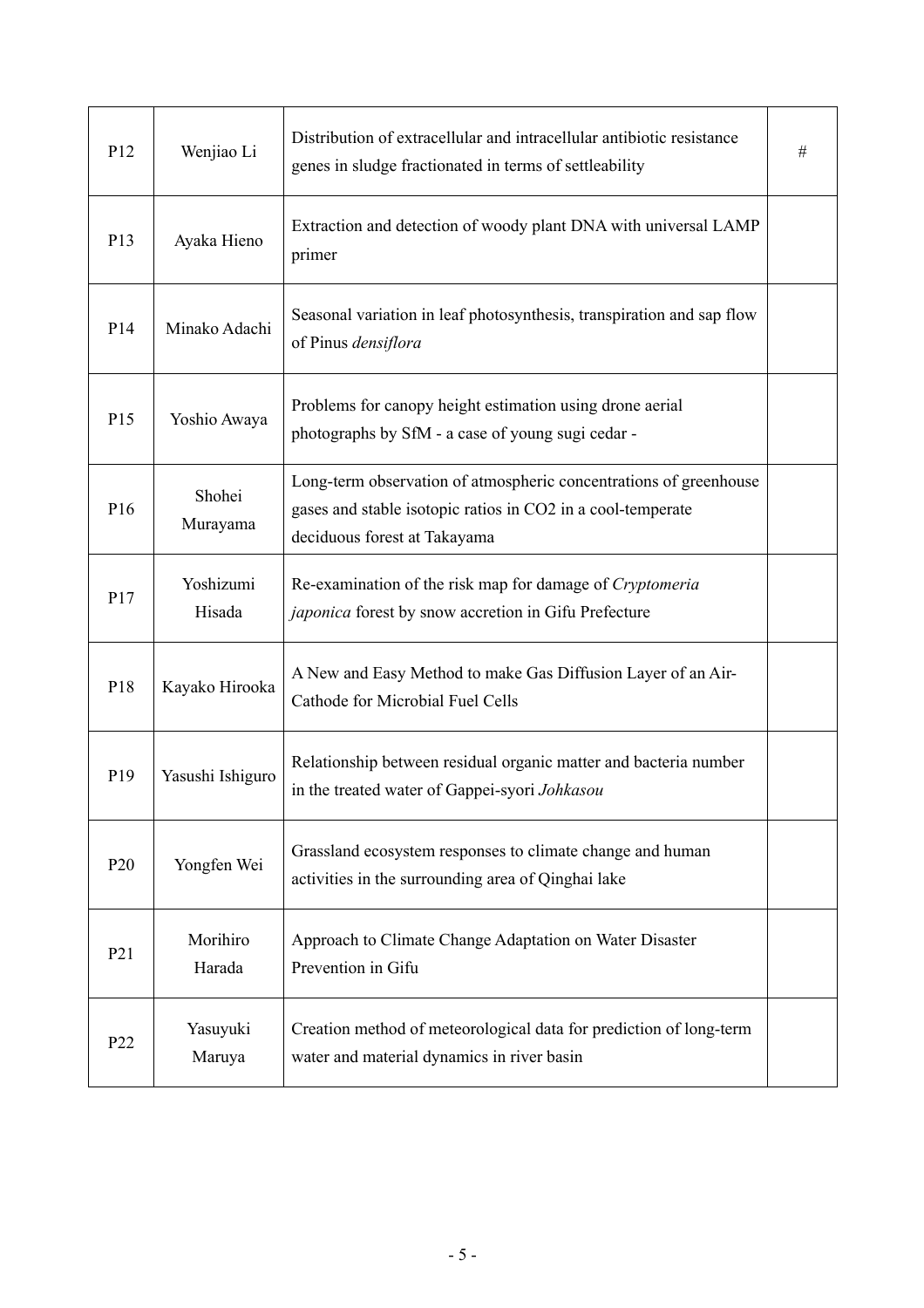| | | | |
|---|---|---|---|
| P12 | Wenjiao Li | Distribution of extracellular and intracellular antibiotic resistance genes in sludge fractionated in terms of settleability | # |
| P13 | Ayaka Hieno | Extraction and detection of woody plant DNA with universal LAMP primer | |
| P14 | Minako Adachi | Seasonal variation in leaf photosynthesis, transpiration and sap flow of Pinus *densiflora* | |
| P15 | Yoshio Awaya | Problems for canopy height estimation using drone aerial photographs by SfM - a case of young sugi cedar - | |
| P16 | Shohei Murayama | Long-term observation of atmospheric concentrations of greenhouse gases and stable isotopic ratios in $CO_2$ in a cool-temperate deciduous forest at Takayama | |
| P17 | Yoshizumi Hisada | Re-examination of the risk map for damage of *Cryptomeria japonica* forest by snow accretion in Gifu Prefecture | |
| P18 | Kayako Hirooka | A New and Easy Method to make Gas Diffusion Layer of an Air-Cathode for Microbial Fuel Cells | |
| P19 | Yasushi Ishiguro | Relationship between residual organic matter and bacteria number in the treated water of Gappei-syori *Johkasou* | |
| P20 | Yongfen Wei | Grassland ecosystem responses to climate change and human activities in the surrounding area of Qinghai lake | |
| P21 | Morihiro Harada | Approach to Climate Change Adaptation on Water Disaster Prevention in Gifu | |
| P22 | Yasuyuki Maruya | Creation method of meteorological data for prediction of long-term water and material dynamics in river basin | |